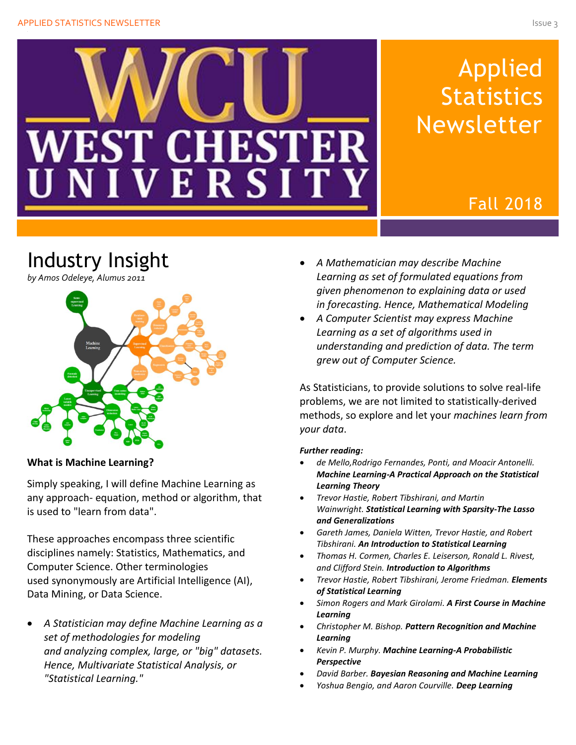# Applied Statistics Newsletter

Fall 2018

## Industry Insight

*by Amos Odeleye, Alumus 2011*

**What is Machine Learning?**

Simply speaking, I will define Machine Learning as any approach- equation, method or algorithm, that is used to "learn from data".

These approaches encompass three scientific disciplines namely: Statistics, Mathematics, and Computer Science. Other terminologies used synonymously are Artificial Intelligence (AI), Data Mining, or Data Science.

- *A Statistician may define Machine Learning as a set of methodologies for modeling and analyzing complex, large, or "big" datasets. Hence, Multivariate Statistical Analysis, or "Statistical Learning."*
- *A Mathematician may describe Machine Learning as set of formulated equations from given phenomenon to explaining data or used in forecasting. Hence, Mathematical Modeling*
- *A Computer Scientist may express Machine Learning as a set of algorithms used in understanding and prediction of data. The term grew out of Computer Science.*

As Statisticians, to provide solutions to solve real-life problems, we are not limited to statistically-derived methods, so explore and let your *machines learn from your data*.

***Further reading:***

- *de Mello,Rodrigo Fernandes, Ponti, and Moacir Antonelli.* ***Machine Learning-A Practical Approach on the Statistical Learning Theory***
- *Trevor Hastie, Robert Tibshirani, and Martin Wainwright.* ***Statistical Learning with Sparsity-The Lasso and Generalizations***
- *Gareth James, Daniela Witten, Trevor Hastie, and Robert Tibshirani.* ***An Introduction to Statistical Learning***
- *Thomas H. Cormen, Charles E. Leiserson, Ronald L. Rivest, and Clifford Stein.* ***Introduction to Algorithms***
- *Trevor Hastie, Robert Tibshirani, Jerome Friedman.* ***Elements of Statistical Learning***
- *Simon Rogers and Mark Girolami.* ***A First Course in Machine Learning***
- *Christopher M. Bishop.* ***Pattern Recognition and Machine Learning***
- *Kevin P. Murphy.* ***Machine Learning-A Probabilistic Perspective***
- *David Barber.* ***Bayesian Reasoning and Machine Learning***
- *Yoshua Bengio, and Aaron Courville.* ***Deep Learning***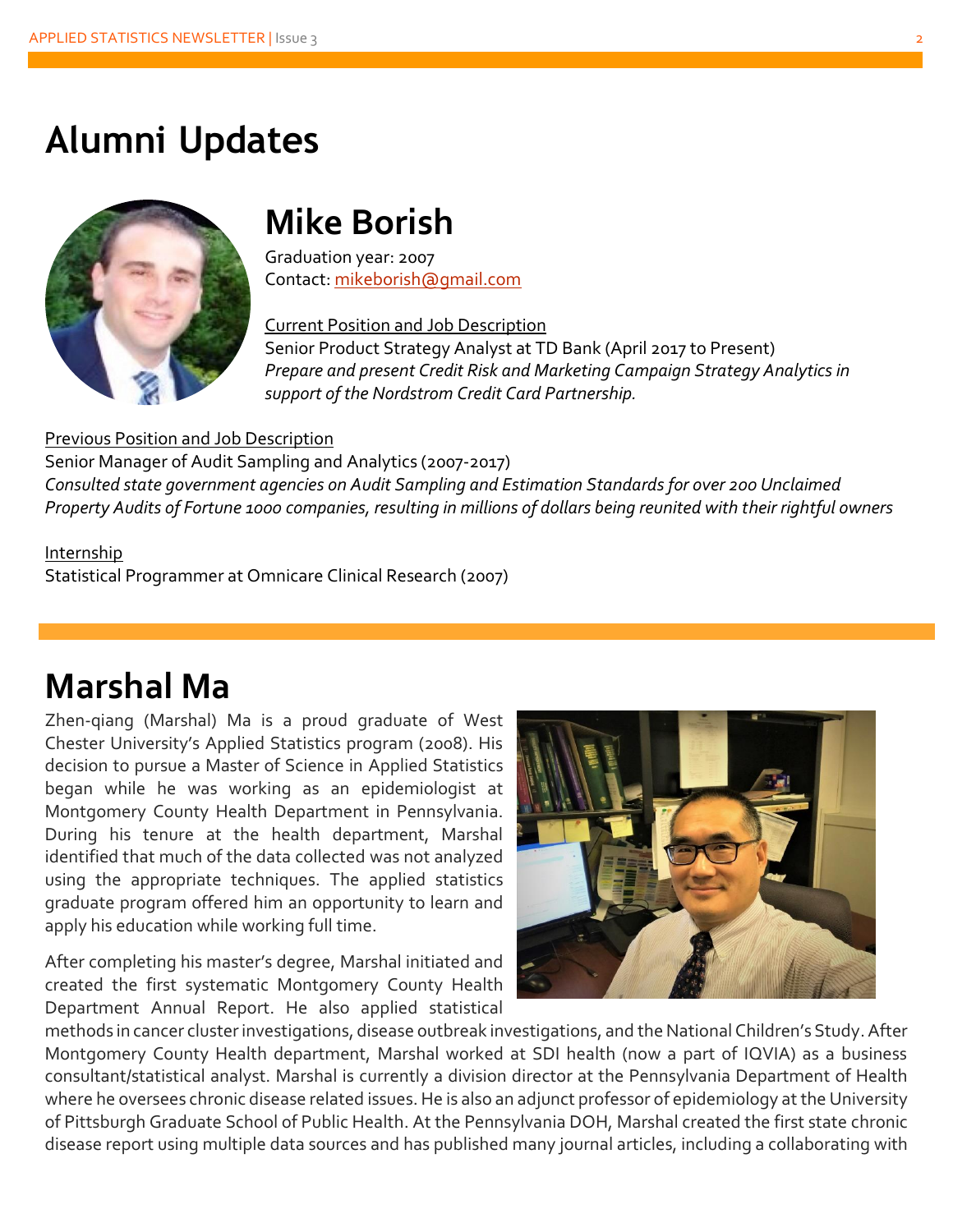# Alumni Updates

## Mike Borish

Graduation year: 2007
Contact: mikeborish@gmail.com

<u>Current Position and Job Description</u>
Senior Product Strategy Analyst at TD Bank (April 2017 to Present)
*Prepare and present Credit Risk and Marketing Campaign Strategy Analytics in support of the Nordstrom Credit Card Partnership.*

<u>Previous Position and Job Description</u>
Senior Manager of Audit Sampling and Analytics (2007-2017)
*Consulted state government agencies on Audit Sampling and Estimation Standards for over 200 Unclaimed Property Audits of Fortune 1000 companies, resulting in millions of dollars being reunited with their rightful owners*

<u>Internship</u>
Statistical Programmer at Omnicare Clinical Research (2007)

## Marshal Ma

Zhen-qiang (Marshal) Ma is a proud graduate of West Chester University's Applied Statistics program (2008). His decision to pursue a Master of Science in Applied Statistics began while he was working as an epidemiologist at Montgomery County Health Department in Pennsylvania. During his tenure at the health department, Marshal identified that much of the data collected was not analyzed using the appropriate techniques. The applied statistics graduate program offered him an opportunity to learn and apply his education while working full time.

After completing his master's degree, Marshal initiated and created the first systematic Montgomery County Health Department Annual Report. He also applied statistical methods in cancer cluster investigations, disease outbreak investigations, and the National Children's Study. After Montgomery County Health department, Marshal worked at SDI health (now a part of IQVIA) as a business consultant/statistical analyst. Marshal is currently a division director at the Pennsylvania Department of Health where he oversees chronic disease related issues. He is also an adjunct professor of epidemiology at the University of Pittsburgh Graduate School of Public Health. At the Pennsylvania DOH, Marshal created the first state chronic disease report using multiple data sources and has published many journal articles, including a collaborating with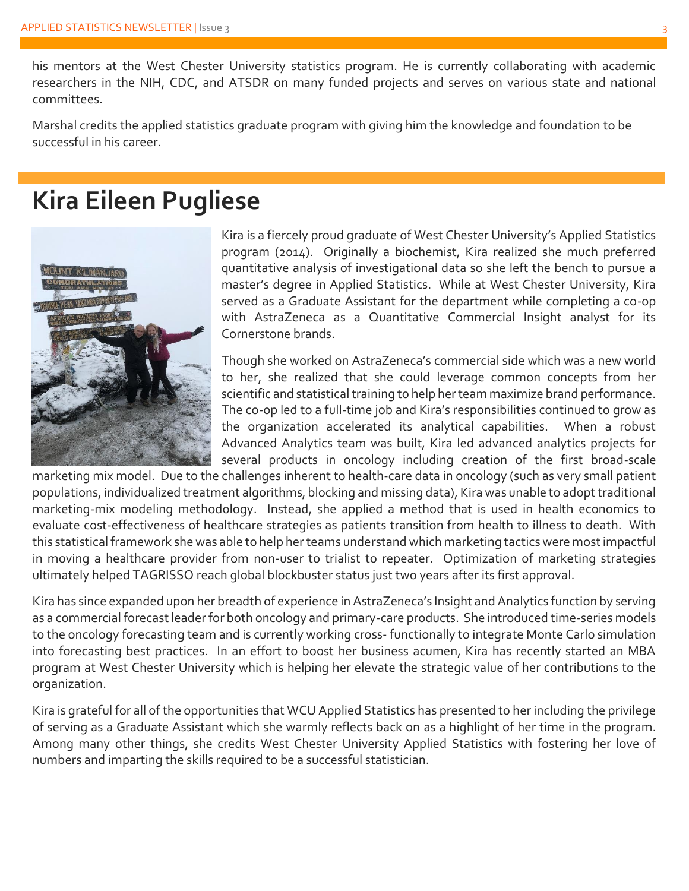his mentors at the West Chester University statistics program. He is currently collaborating with academic researchers in the NIH, CDC, and ATSDR on many funded projects and serves on various state and national committees.

Marshal credits the applied statistics graduate program with giving him the knowledge and foundation to be successful in his career.

# Kira Eileen Pugliese

Kira is a fiercely proud graduate of West Chester University's Applied Statistics program (2014). Originally a biochemist, Kira realized she much preferred quantitative analysis of investigational data so she left the bench to pursue a master's degree in Applied Statistics. While at West Chester University, Kira served as a Graduate Assistant for the department while completing a co-op with AstraZeneca as a Quantitative Commercial Insight analyst for its Cornerstone brands.

Though she worked on AstraZeneca's commercial side which was a new world to her, she realized that she could leverage common concepts from her scientific and statistical training to help her team maximize brand performance. The co-op led to a full-time job and Kira's responsibilities continued to grow as the organization accelerated its analytical capabilities. When a robust Advanced Analytics team was built, Kira led advanced analytics projects for several products in oncology including creation of the first broad-scale marketing mix model. Due to the challenges inherent to health-care data in oncology (such as very small patient populations, individualized treatment algorithms, blocking and missing data), Kira was unable to adopt traditional marketing-mix modeling methodology. Instead, she applied a method that is used in health economics to evaluate cost-effectiveness of healthcare strategies as patients transition from health to illness to death. With this statistical framework she was able to help her teams understand which marketing tactics were most impactful in moving a healthcare provider from non-user to trialist to repeater. Optimization of marketing strategies ultimately helped TAGRISSO reach global blockbuster status just two years after its first approval.

Kira has since expanded upon her breadth of experience in AstraZeneca's Insight and Analytics function by serving as a commercial forecast leader for both oncology and primary-care products. She introduced time-series models to the oncology forecasting team and is currently working cross- functionally to integrate Monte Carlo simulation into forecasting best practices. In an effort to boost her business acumen, Kira has recently started an MBA program at West Chester University which is helping her elevate the strategic value of her contributions to the organization.

Kira is grateful for all of the opportunities that WCU Applied Statistics has presented to her including the privilege of serving as a Graduate Assistant which she warmly reflects back on as a highlight of her time in the program. Among many other things, she credits West Chester University Applied Statistics with fostering her love of numbers and imparting the skills required to be a successful statistician.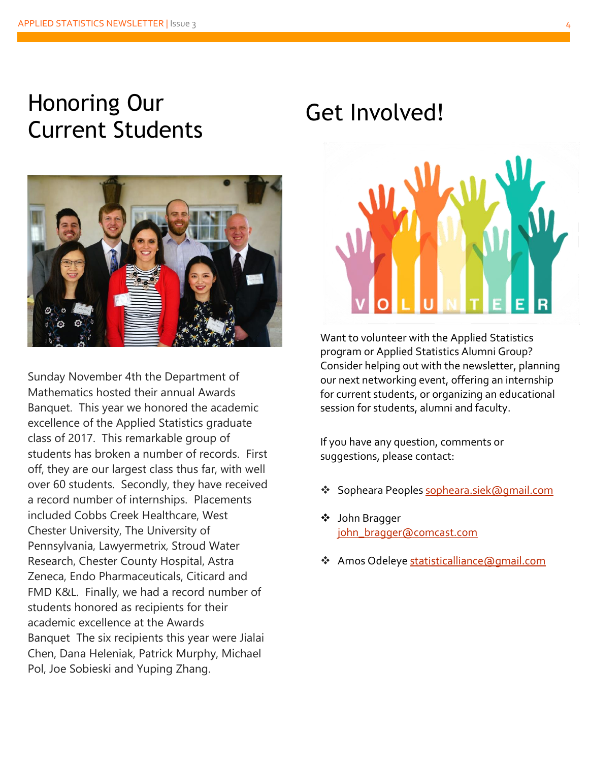# Honoring Our Current Students

Sunday November 4th the Department of Mathematics hosted their annual Awards Banquet. This year we honored the academic excellence of the Applied Statistics graduate class of 2017. This remarkable group of students has broken a number of records. First off, they are our largest class thus far, with well over 60 students. Secondly, they have received a record number of internships. Placements included Cobbs Creek Healthcare, West Chester University, The University of Pennsylvania, Lawyermetrix, Stroud Water Research, Chester County Hospital, Astra Zeneca, Endo Pharmaceuticals, Citicard and FMD K&L. Finally, we had a record number of students honored as recipients for their academic excellence at the Awards Banquet The six recipients this year were Jialai Chen, Dana Heleniak, Patrick Murphy, Michael Pol, Joe Sobieski and Yuping Zhang.

# Get Involved!

Want to volunteer with the Applied Statistics program or Applied Statistics Alumni Group? Consider helping out with the newsletter, planning our next networking event, offering an internship for current students, or organizing an educational session for students, alumni and faculty.

If you have any question, comments or suggestions, please contact:

- Sopheara Peoples sopheara.siek@gmail.com
- John Bragger john_bragger@comcast.com
- Amos Odeleye statisticalliance@gmail.com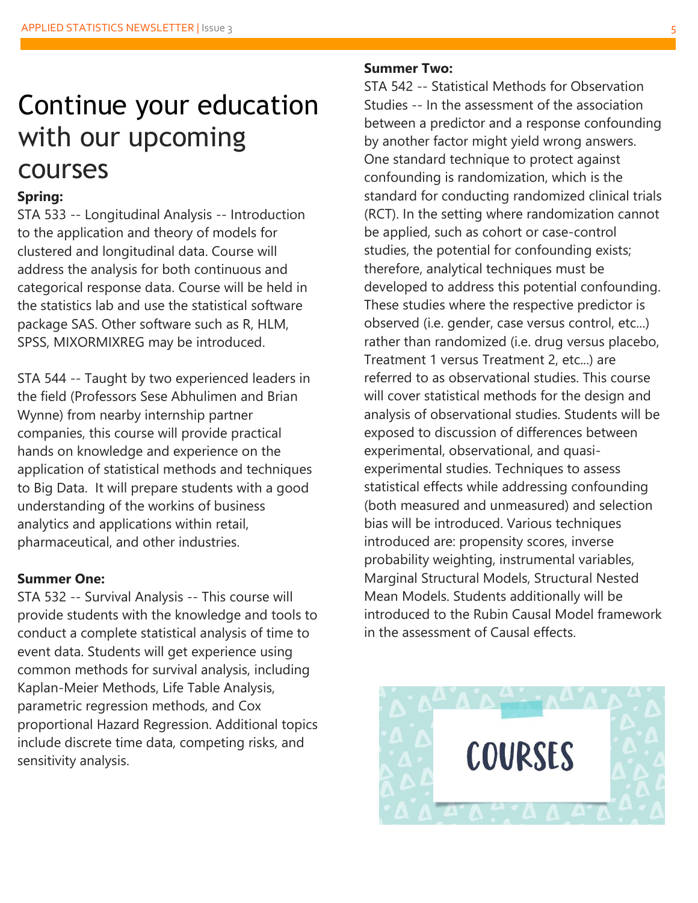# Continue your education with our upcoming courses

**Spring:**

STA 533 -- Longitudinal Analysis -- Introduction to the application and theory of models for clustered and longitudinal data. Course will address the analysis for both continuous and categorical response data. Course will be held in the statistics lab and use the statistical software package SAS. Other software such as R, HLM, SPSS, MIXORMIXREG may be introduced.

STA 544 -- Taught by two experienced leaders in the field (Professors Sese Abhulimen and Brian Wynne) from nearby internship partner companies, this course will provide practical hands on knowledge and experience on the application of statistical methods and techniques to Big Data. It will prepare students with a good understanding of the workins of business analytics and applications within retail, pharmaceutical, and other industries.

**Summer One:**

STA 532 -- Survival Analysis -- This course will provide students with the knowledge and tools to conduct a complete statistical analysis of time to event data. Students will get experience using common methods for survival analysis, including Kaplan-Meier Methods, Life Table Analysis, parametric regression methods, and Cox proportional Hazard Regression. Additional topics include discrete time data, competing risks, and sensitivity analysis.

**Summer Two:**

STA 542 -- Statistical Methods for Observation Studies -- In the assessment of the association between a predictor and a response confounding by another factor might yield wrong answers. One standard technique to protect against confounding is randomization, which is the standard for conducting randomized clinical trials (RCT). In the setting where randomization cannot be applied, such as cohort or case-control studies, the potential for confounding exists; therefore, analytical techniques must be developed to address this potential confounding. These studies where the respective predictor is observed (i.e. gender, case versus control, etc...) rather than randomized (i.e. drug versus placebo, Treatment 1 versus Treatment 2, etc...) are referred to as observational studies. This course will cover statistical methods for the design and analysis of observational studies. Students will be exposed to discussion of differences between experimental, observational, and quasi-experimental studies. Techniques to assess statistical effects while addressing confounding (both measured and unmeasured) and selection bias will be introduced. Various techniques introduced are: propensity scores, inverse probability weighting, instrumental variables, Marginal Structural Models, Structural Nested Mean Models. Students additionally will be introduced to the Rubin Causal Model framework in the assessment of Causal effects.

COURSES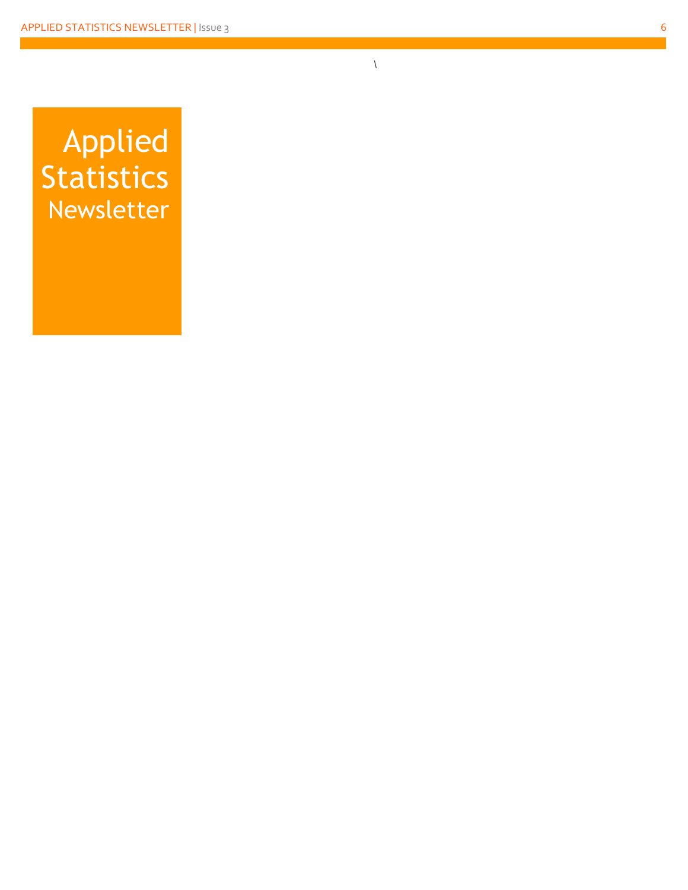\

Applied Statistics Newsletter